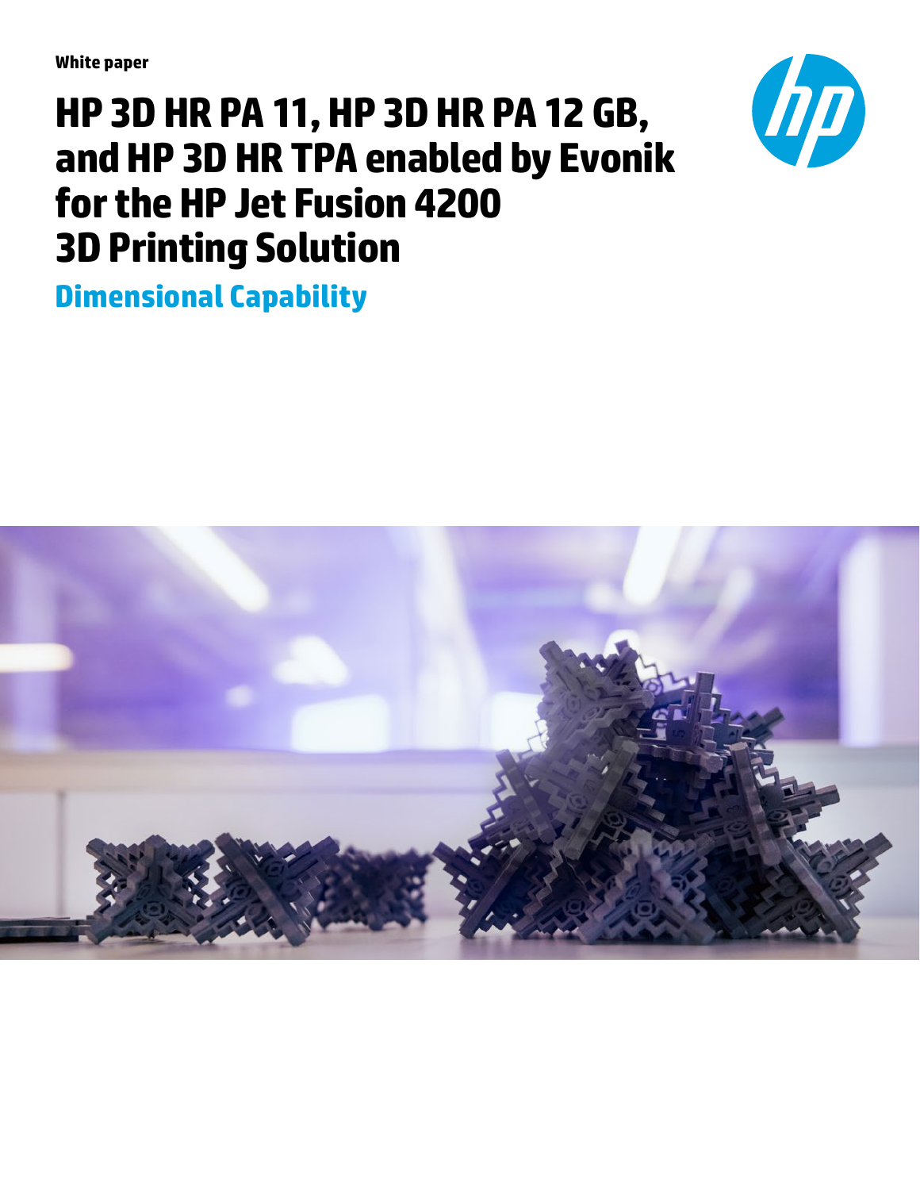White paper

# HP 3D HR PA 11, HP 3D HR PA 12 GB, and HP 3D HR TPA enabled by Evonik for the HP Jet Fusion 4200 3D Printing Solution

## Dimensional Capability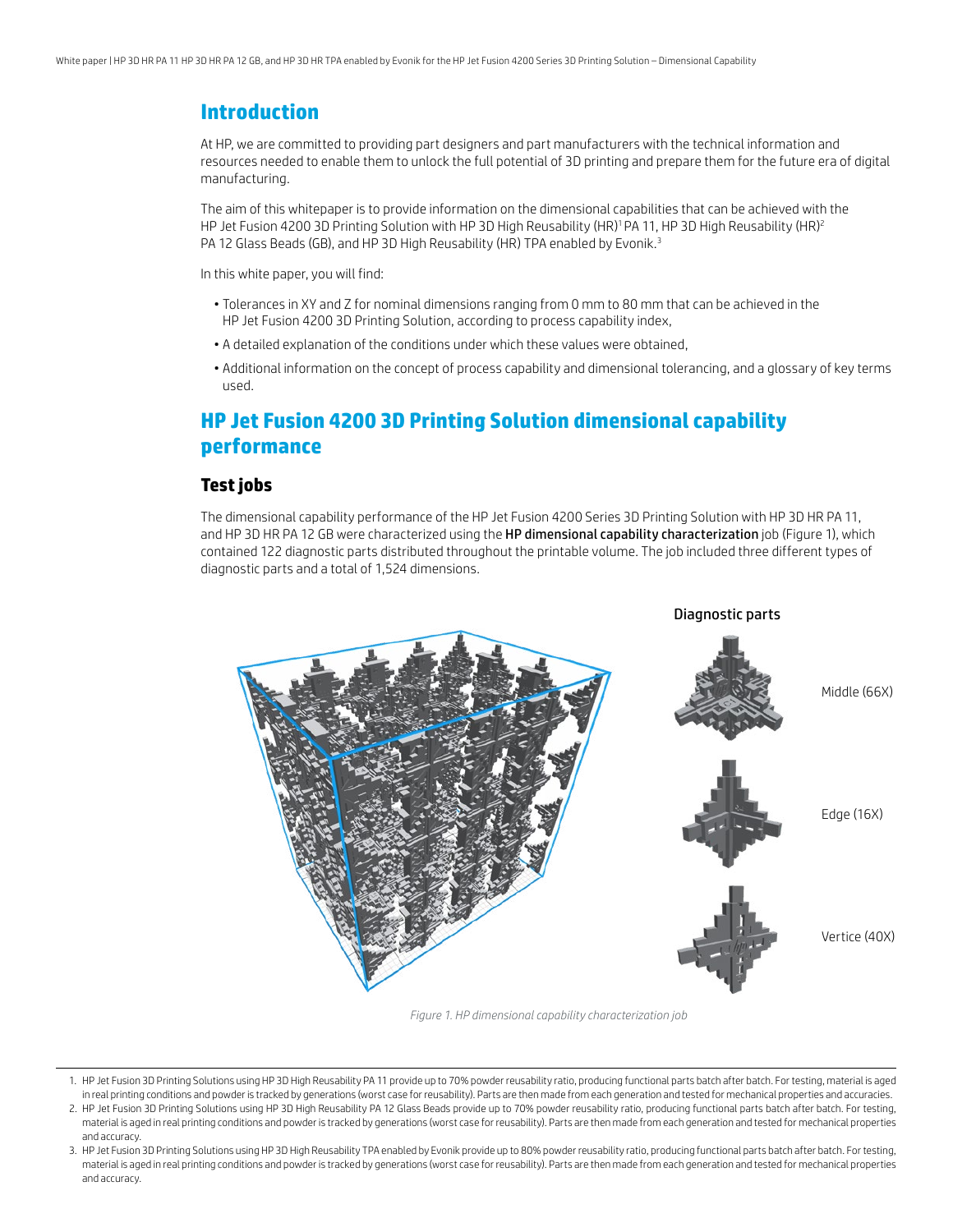## Introduction

At HP, we are committed to providing part designers and part manufacturers with the technical information and resources needed to enable them to unlock the full potential of 3D printing and prepare them for the future era of digital manufacturing.

The aim of this whitepaper is to provide information on the dimensional capabilities that can be achieved with the HP Jet Fusion 4200 3D Printing Solution with HP 3D High Reusability (HR)[1] PA 11, HP 3D High Reusability (HR)[2] PA 12 Glass Beads (GB), and HP 3D High Reusability (HR) TPA enabled by Evonik.[3]

In this white paper, you will find:

- Tolerances in XY and Z for nominal dimensions ranging from 0 mm to 80 mm that can be achieved in the HP Jet Fusion 4200 3D Printing Solution, according to process capability index,
- A detailed explanation of the conditions under which these values were obtained,
- Additional information on the concept of process capability and dimensional tolerancing, and a glossary of key terms used.

## HP Jet Fusion 4200 3D Printing Solution dimensional capability performance

### Test jobs

The dimensional capability performance of the HP Jet Fusion 4200 Series 3D Printing Solution with HP 3D HR PA 11, and HP 3D HR PA 12 GB were characterized using the **HP dimensional capability characterization** job (Figure 1), which contained 122 diagnostic parts distributed throughout the printable volume. The job included three different types of diagnostic parts and a total of 1,524 dimensions.

Diagnostic parts

Middle (66X)

Edge (16X)

Vertice (40X)

*Figure 1. HP dimensional capability characterization job*

1. HP Jet Fusion 3D Printing Solutions using HP 3D High Reusability PA 11 provide up to 70% powder reusability ratio, producing functional parts batch after batch. For testing, material is aged in real printing conditions and powder is tracked by generations (worst case for reusability). Parts are then made from each generation and tested for mechanical properties and accuracies.
2. HP Jet Fusion 3D Printing Solutions using HP 3D High Reusability PA 12 Glass Beads provide up to 70% powder reusability ratio, producing functional parts batch after batch. For testing, material is aged in real printing conditions and powder is tracked by generations (worst case for reusability). Parts are then made from each generation and tested for mechanical properties and accuracy.
3. HP Jet Fusion 3D Printing Solutions using HP 3D High Reusability TPA enabled by Evonik provide up to 80% powder reusability ratio, producing functional parts batch after batch. For testing, material is aged in real printing conditions and powder is tracked by generations (worst case for reusability). Parts are then made from each generation and tested for mechanical properties and accuracy.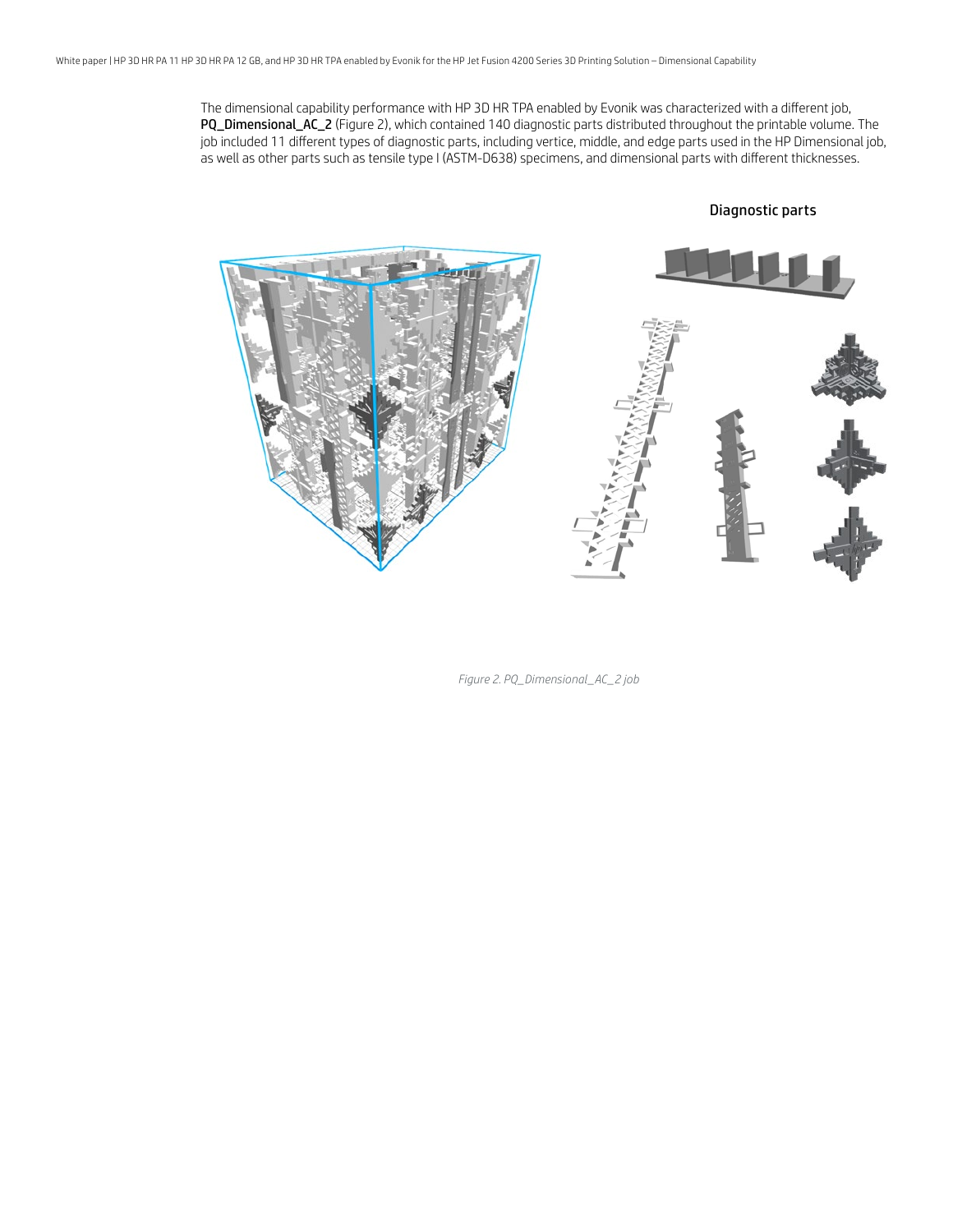The dimensional capability performance with HP 3D HR TPA enabled by Evonik was characterized with a different job, **PQ_Dimensional_AC_2** (Figure 2), which contained 140 diagnostic parts distributed throughout the printable volume. The job included 11 different types of diagnostic parts, including vertice, middle, and edge parts used in the HP Dimensional job, as well as other parts such as tensile type I (ASTM-D638) specimens, and dimensional parts with different thicknesses.

Diagnostic parts

*Figure 2. PQ_Dimensional_AC_2 job*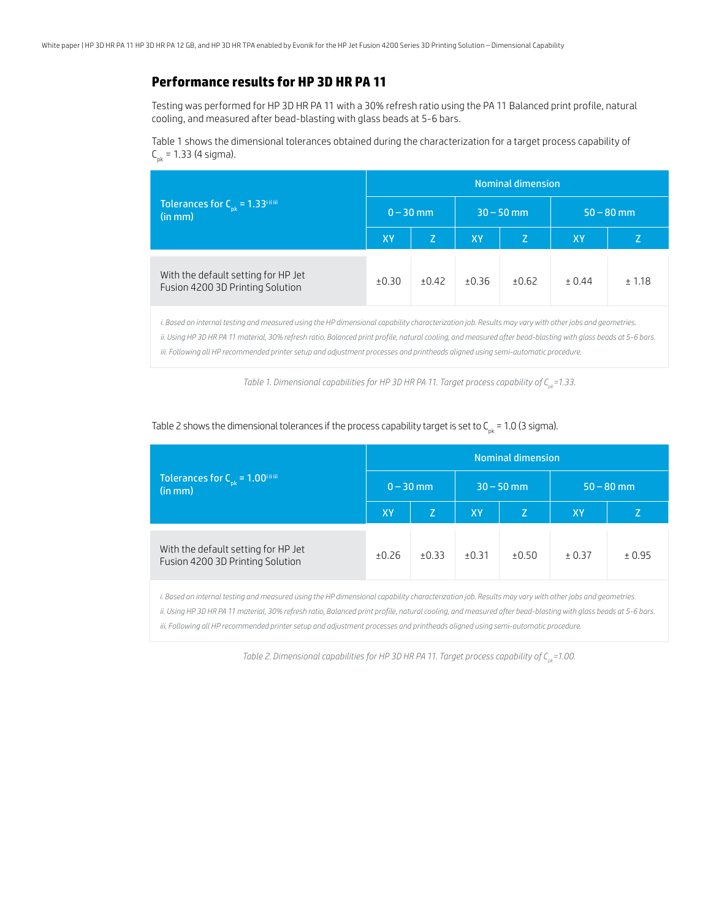## Performance results for HP 3D HR PA 11

Testing was performed for HP 3D HR PA 11 with a 30% refresh ratio using the PA 11 Balanced print profile, natural cooling, and measured after bead-blasting with glass beads at 5-6 bars.

Table 1 shows the dimensional tolerances obtained during the characterization for a target process capability of $C_{pk}$ = 1.33 (4 sigma).

| Tolerances for $C_{pk}$ = 1.33[i ii iii] (in mm) | Nominal dimension | | | | | |
|---|---|---|---|---|---|---|
| | 0 – 30 mm | | 30 – 50 mm | | 50 – 80 mm | |
| | XY | Z | XY | Z | XY | Z |
| With the default setting for HP Jet Fusion 4200 3D Printing Solution | ±0.30 | ±0.42 | ±0.36 | ±0.62 | ± 0.44 | ± 1.18 |

*i. Based on internal testing and measured using the HP dimensional capability characterization job. Results may vary with other jobs and geometries.*
*ii. Using HP 3D HR PA 11 material, 30% refresh ratio, Balanced print profile, natural cooling, and measured after bead-blasting with glass beads at 5-6 bars.*
*iii. Following all HP recommended printer setup and adjustment processes and printheads aligned using semi-automatic procedure.*

*Table 1. Dimensional capabilities for HP 3D HR PA 11. Target process capability of $C_{pk}$=1.33.*

Table 2 shows the dimensional tolerances if the process capability target is set to $C_{pk}$ = 1.0 (3 sigma).

| Tolerances for $C_{pk}$ = 1.00[i ii iii] (in mm) | Nominal dimension | | | | | |
|---|---|---|---|---|---|---|
| | 0 – 30 mm | | 30 – 50 mm | | 50 – 80 mm | |
| | XY | Z | XY | Z | XY | Z |
| With the default setting for HP Jet Fusion 4200 3D Printing Solution | ±0.26 | ±0.33 | ±0.31 | ±0.50 | ± 0.37 | ± 0.95 |

*i. Based on internal testing and measured using the HP dimensional capability characterization job. Results may vary with other jobs and geometries.*
*ii. Using HP 3D HR PA 11 material, 30% refresh ratio, Balanced print profile, natural cooling, and measured after bead-blasting with glass beads at 5-6 bars.*
*iii. Following all HP recommended printer setup and adjustment processes and printheads aligned using semi-automatic procedure.*

*Table 2. Dimensional capabilities for HP 3D HR PA 11. Target process capability of $C_{pk}$=1.00.*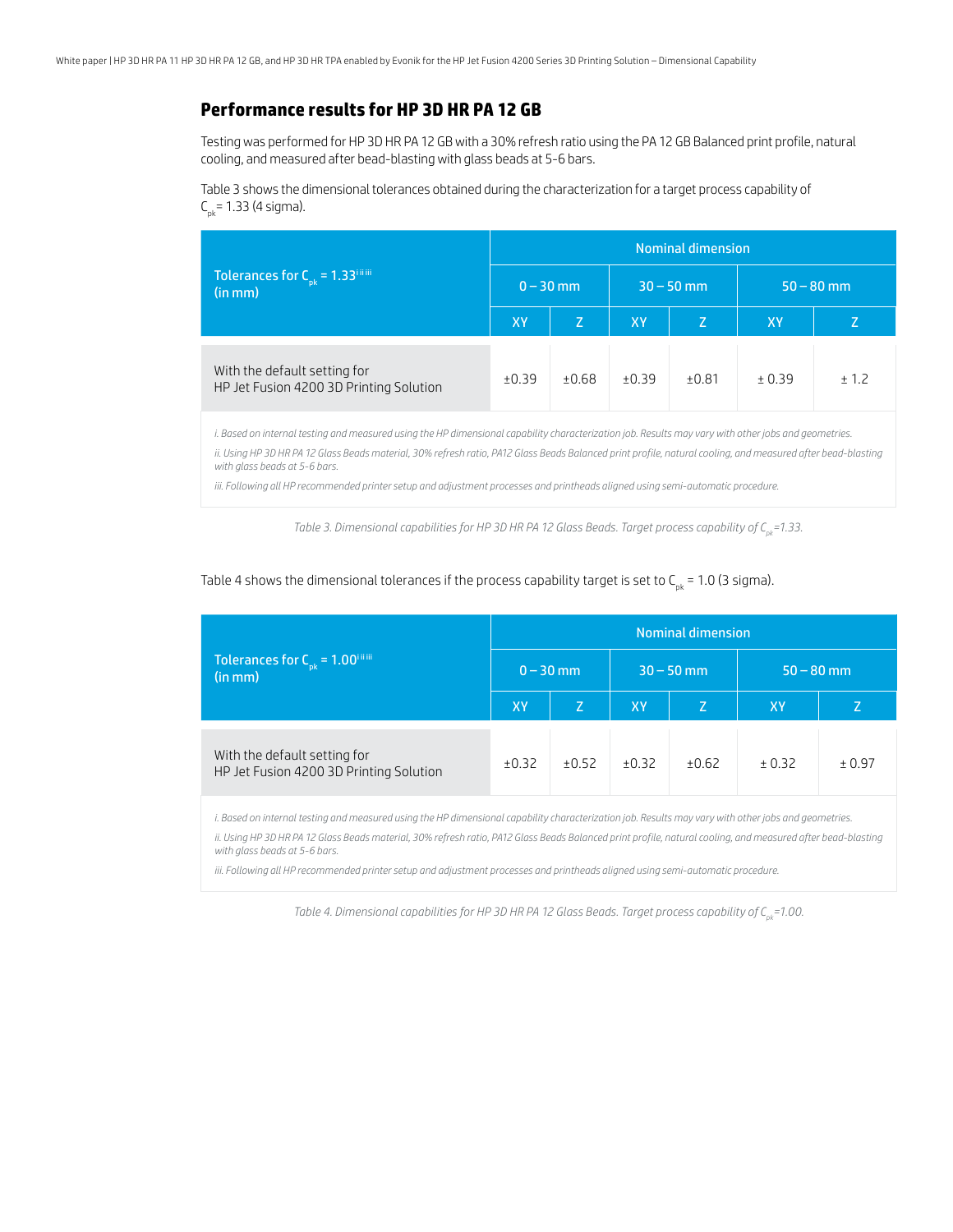## Performance results for HP 3D HR PA 12 GB

Testing was performed for HP 3D HR PA 12 GB with a 30% refresh ratio using the PA 12 GB Balanced print profile, natural cooling, and measured after bead-blasting with glass beads at 5-6 bars.

Table 3 shows the dimensional tolerances obtained during the characterization for a target process capability of $C_{pk}$ = 1.33 (4 sigma).

| Tolerances for $C_{pk}$ = 1.33[i ii iii] (in mm) | Nominal dimension | | | | | |
|---|---|---|---|---|---|---|
| | 0 – 30 mm | | 30 – 50 mm | | 50 – 80 mm | |
| | XY | Z | XY | Z | XY | Z |
| With the default setting for HP Jet Fusion 4200 3D Printing Solution | ±0.39 | ±0.68 | ±0.39 | ±0.81 | ± 0.39 | ± 1.2 |

*i. Based on internal testing and measured using the HP dimensional capability characterization job. Results may vary with other jobs and geometries.*

*ii. Using HP 3D HR PA 12 Glass Beads material, 30% refresh ratio, PA12 Glass Beads Balanced print profile, natural cooling, and measured after bead-blasting with glass beads at 5-6 bars.*

*iii. Following all HP recommended printer setup and adjustment processes and printheads aligned using semi-automatic procedure.*

*Table 3. Dimensional capabilities for HP 3D HR PA 12 Glass Beads. Target process capability of $C_{pk}$=1.33.*

Table 4 shows the dimensional tolerances if the process capability target is set to $C_{pk}$ = 1.0 (3 sigma).

| Tolerances for $C_{pk}$ = 1.00[i ii iii] (in mm) | Nominal dimension | | | | | |
|---|---|---|---|---|---|---|
| | 0 – 30 mm | | 30 – 50 mm | | 50 – 80 mm | |
| | XY | Z | XY | Z | XY | Z |
| With the default setting for HP Jet Fusion 4200 3D Printing Solution | ±0.32 | ±0.52 | ±0.32 | ±0.62 | ± 0.32 | ± 0.97 |

*i. Based on internal testing and measured using the HP dimensional capability characterization job. Results may vary with other jobs and geometries.*

*ii. Using HP 3D HR PA 12 Glass Beads material, 30% refresh ratio, PA12 Glass Beads Balanced print profile, natural cooling, and measured after bead-blasting with glass beads at 5-6 bars.*

*iii. Following all HP recommended printer setup and adjustment processes and printheads aligned using semi-automatic procedure.*

*Table 4. Dimensional capabilities for HP 3D HR PA 12 Glass Beads. Target process capability of $C_{pk}$=1.00.*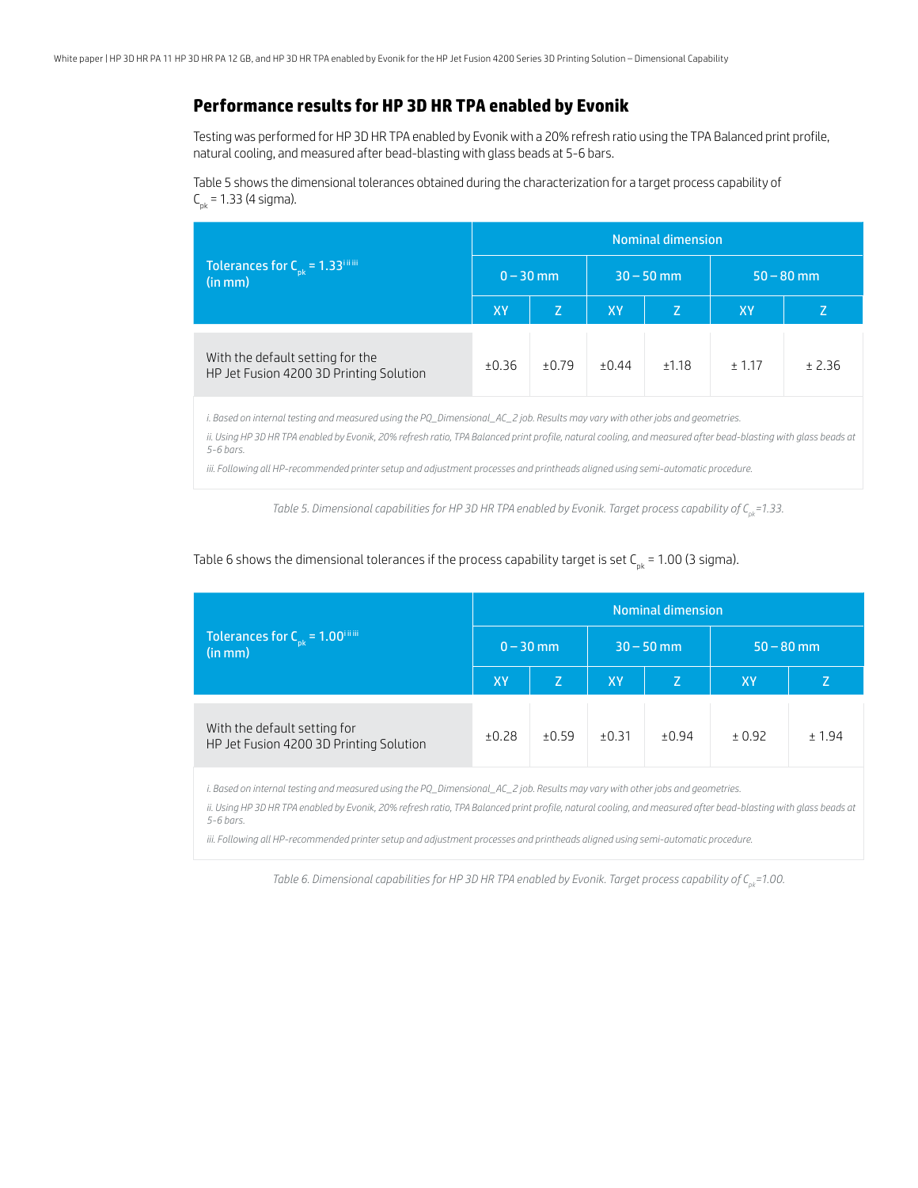## Performance results for HP 3D HR TPA enabled by Evonik

Testing was performed for HP 3D HR TPA enabled by Evonik with a 20% refresh ratio using the TPA Balanced print profile, natural cooling, and measured after bead-blasting with glass beads at 5-6 bars.

Table 5 shows the dimensional tolerances obtained during the characterization for a target process capability of $C_{pk}$ = 1.33 (4 sigma).

| Tolerances for $C_{pk}$ = 1.33[i ii iii] (in mm) | Nominal dimension | | | | | |
|---|---|---|---|---|---|---|
| | 0 – 30 mm | | 30 – 50 mm | | 50 – 80 mm | |
| | XY | Z | XY | Z | XY | Z |
| With the default setting for the HP Jet Fusion 4200 3D Printing Solution | ±0.36 | ±0.79 | ±0.44 | ±1.18 | ± 1.17 | ± 2.36 |

*i. Based on internal testing and measured using the PQ_Dimensional_AC_2 job. Results may vary with other jobs and geometries.*

*ii. Using HP 3D HR TPA enabled by Evonik, 20% refresh ratio, TPA Balanced print profile, natural cooling, and measured after bead-blasting with glass beads at 5-6 bars.*

*iii. Following all HP-recommended printer setup and adjustment processes and printheads aligned using semi-automatic procedure.*

*Table 5. Dimensional capabilities for HP 3D HR TPA enabled by Evonik. Target process capability of $C_{pk}$=1.33.*

Table 6 shows the dimensional tolerances if the process capability target is set $C_{pk}$ = 1.00 (3 sigma).

| Tolerances for $C_{pk}$ = 1.00[i ii iii] (in mm) | Nominal dimension | | | | | |
|---|---|---|---|---|---|---|
| | 0 – 30 mm | | 30 – 50 mm | | 50 – 80 mm | |
| | XY | Z | XY | Z | XY | Z |
| With the default setting for HP Jet Fusion 4200 3D Printing Solution | ±0.28 | ±0.59 | ±0.31 | ±0.94 | ± 0.92 | ± 1.94 |

*i. Based on internal testing and measured using the PQ_Dimensional_AC_2 job. Results may vary with other jobs and geometries.*

*ii. Using HP 3D HR TPA enabled by Evonik, 20% refresh ratio, TPA Balanced print profile, natural cooling, and measured after bead-blasting with glass beads at 5-6 bars.*

*iii. Following all HP-recommended printer setup and adjustment processes and printheads aligned using semi-automatic procedure.*

*Table 6. Dimensional capabilities for HP 3D HR TPA enabled by Evonik. Target process capability of $C_{pk}$=1.00.*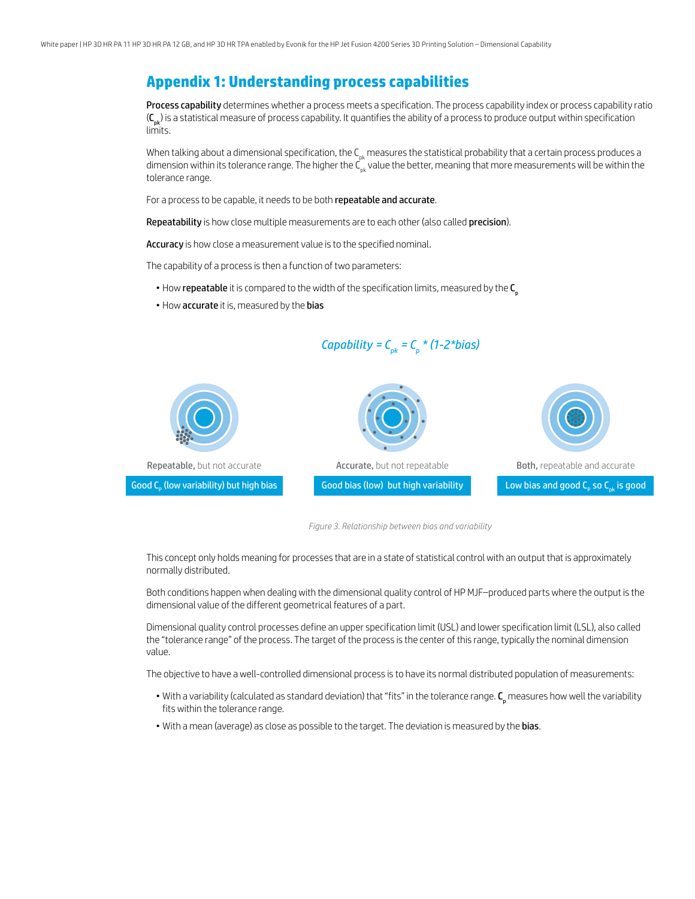## Appendix 1: Understanding process capabilities

**Process capability** determines whether a process meets a specification. The process capability index or process capability ratio (**$C_{pk}$**) is a statistical measure of process capability. It quantifies the ability of a process to produce output within specification limits.

When talking about a dimensional specification, the $C_{pk}$ measures the statistical probability that a certain process produces a dimension within its tolerance range. The higher the $C_{pk}$ value the better, meaning that more measurements will be within the tolerance range.

For a process to be capable, it needs to be both **repeatable and accurate**.

**Repeatability** is how close multiple measurements are to each other (also called **precision**).

**Accuracy** is how close a measurement value is to the specified nominal.

The capability of a process is then a function of two parameters:

- How **repeatable** it is compared to the width of the specification limits, measured by the **$C_p$**
- How **accurate** it is, measured by the **bias**

*Capability = $C_{pk}$ = $C_p$ * (1-2*bias)*

Repeatable, but not accurate

Good $C_p$ (low variability) but high bias

Accurate, but not repeatable

Good bias (low) but high variability

Both, repeatable and accurate

Low bias and good $C_p$ so $C_{pk}$ is good

*Figure 3. Relationship between bias and variability*

This concept only holds meaning for processes that are in a state of statistical control with an output that is approximately normally distributed.

Both conditions happen when dealing with the dimensional quality control of HP MJF–produced parts where the output is the dimensional value of the different geometrical features of a part.

Dimensional quality control processes define an upper specification limit (USL) and lower specification limit (LSL), also called the "tolerance range" of the process. The target of the process is the center of this range, typically the nominal dimension value.

The objective to have a well-controlled dimensional process is to have its normal distributed population of measurements:

- With a variability (calculated as standard deviation) that "fits" in the tolerance range. **$C_p$** measures how well the variability fits within the tolerance range.
- With a mean (average) as close as possible to the target. The deviation is measured by the **bias**.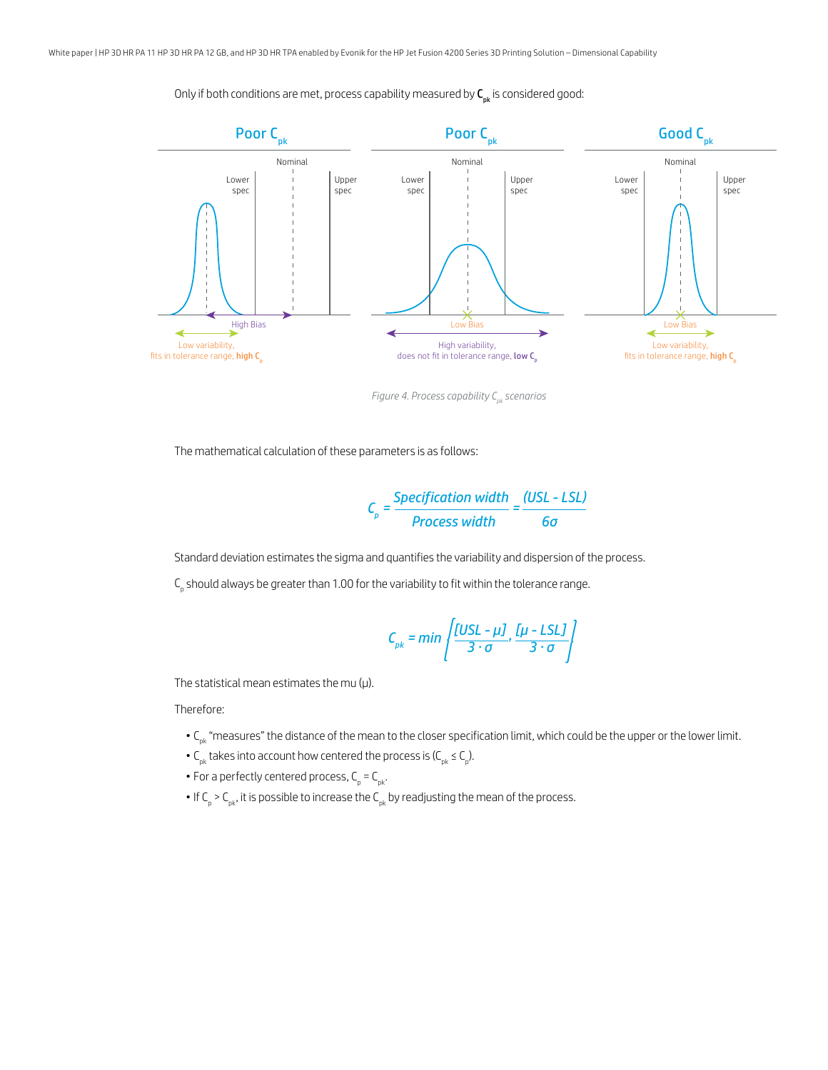Only if both conditions are met, process capability measured by $\mathbf{C_{pk}}$ is considered good:

Figure 4. Process capability $C_{pk}$ scenarios

The mathematical calculation of these parameters is as follows:

$$C_p = \frac{\text{Specification width}}{\text{Process width}} = \frac{(USL - LSL)}{6\sigma}$$

Standard deviation estimates the sigma and quantifies the variability and dispersion of the process.

$C_p$ should always be greater than 1.00 for the variability to fit within the tolerance range.

$$C_{pk} = min\left[\frac{[USL - \mu]}{3 \cdot \sigma}, \frac{[\mu - LSL]}{3 \cdot \sigma}\right]$$

The statistical mean estimates the mu (μ).

Therefore:

- $C_{pk}$ "measures" the distance of the mean to the closer specification limit, which could be the upper or the lower limit.
- $C_{pk}$ takes into account how centered the process is ($C_{pk} \leq C_p$).
- For a perfectly centered process, $C_p = C_{pk}$.
- If $C_p > C_{pk}$, it is possible to increase the $C_{pk}$ by readjusting the mean of the process.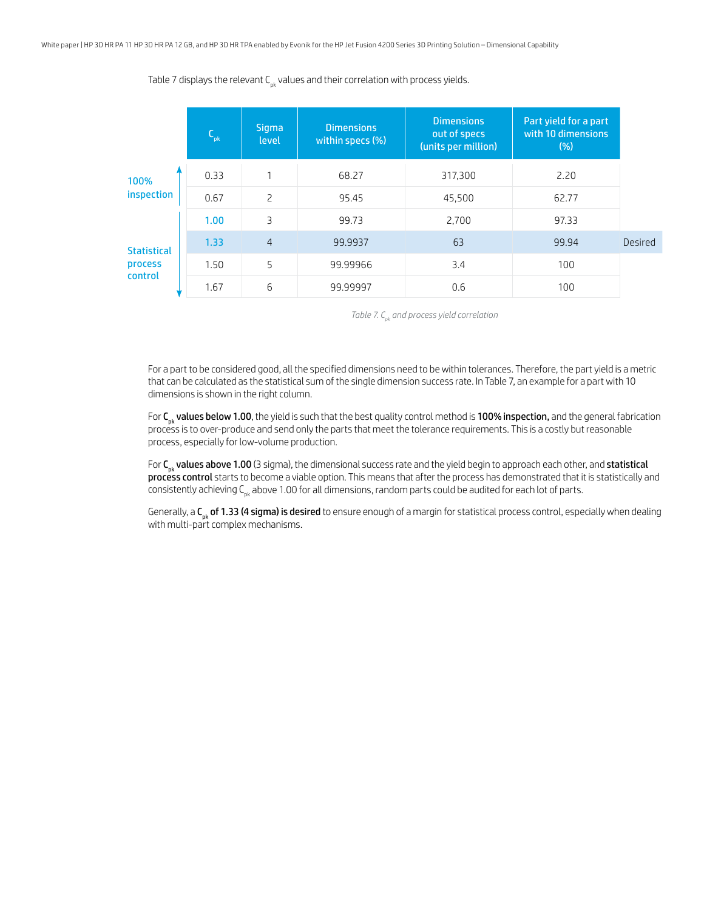Table 7 displays the relevant $C_{pk}$ values and their correlation with process yields.

| | $C_{pk}$ | Sigma level | Dimensions within specs (%) | Dimensions out of specs (units per million) | Part yield for a part with 10 dimensions (%) | |
|---|---|---|---|---|---|---|
| 100% inspection | 0.33 | 1 | 68.27 | 317,300 | 2.20 | |
| | 0.67 | 2 | 95.45 | 45,500 | 62.77 | |
| Statistical process control | 1.00 | 3 | 99.73 | 2,700 | 97.33 | |
| | 1.33 | 4 | 99.9937 | 63 | 99.94 | Desired |
| | 1.50 | 5 | 99.99966 | 3.4 | 100 | |
| | 1.67 | 6 | 99.99997 | 0.6 | 100 | |

*Table 7. $C_{pk}$ and process yield correlation*

For a part to be considered good, all the specified dimensions need to be within tolerances. Therefore, the part yield is a metric that can be calculated as the statistical sum of the single dimension success rate. In Table 7, an example for a part with 10 dimensions is shown in the right column.

For **$C_{pk}$ values below 1.00**, the yield is such that the best quality control method is **100% inspection,** and the general fabrication process is to over-produce and send only the parts that meet the tolerance requirements. This is a costly but reasonable process, especially for low-volume production.

For **$C_{pk}$ values above 1.00** (3 sigma), the dimensional success rate and the yield begin to approach each other, and **statistical process control** starts to become a viable option. This means that after the process has demonstrated that it is statistically and consistently achieving $C_{pk}$ above 1.00 for all dimensions, random parts could be audited for each lot of parts.

Generally, a **$C_{pk}$ of 1.33 (4 sigma) is desired** to ensure enough of a margin for statistical process control, especially when dealing with multi-part complex mechanisms.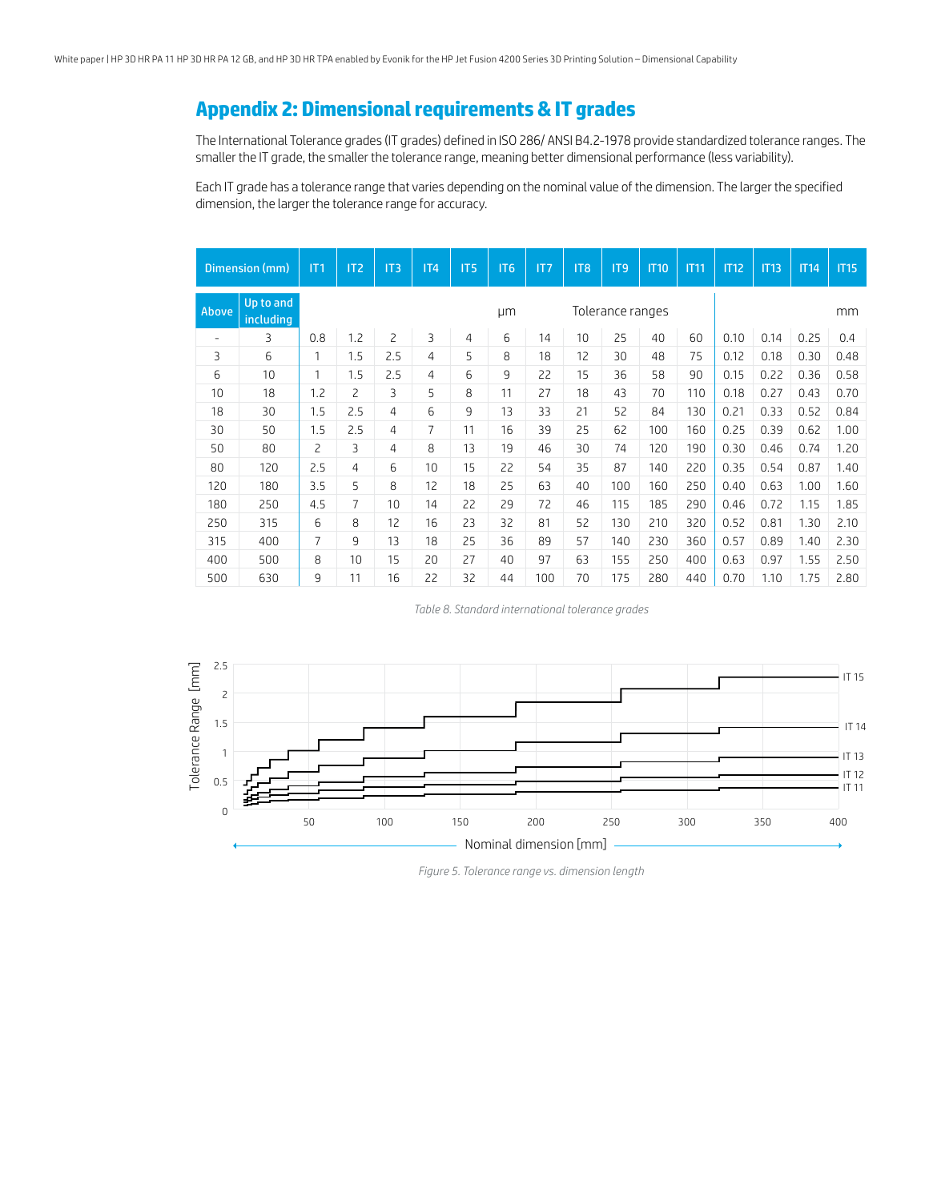## Appendix 2: Dimensional requirements & IT grades

The International Tolerance grades (IT grades) defined in ISO 286/ ANSI B4.2-1978 provide standardized tolerance ranges. The smaller the IT grade, the smaller the tolerance range, meaning better dimensional performance (less variability).

Each IT grade has a tolerance range that varies depending on the nominal value of the dimension. The larger the specified dimension, the larger the tolerance range for accuracy.

| Dimension (mm) | | IT1 | IT2 | IT3 | IT4 | IT5 | IT6 | IT7 | IT8 | IT9 | IT10 | IT11 | IT12 | IT13 | IT14 | IT15 |
|---|---|---|---|---|---|---|---|---|---|---|---|---|---|---|---|---|
| Above | Up to and including | | | | | | μm | | Tolerance ranges | | | | | | | mm |
| - | 3 | 0.8 | 1.2 | 2 | 3 | 4 | 6 | 14 | 10 | 25 | 40 | 60 | 0.10 | 0.14 | 0.25 | 0.4 |
| 3 | 6 | 1 | 1.5 | 2.5 | 4 | 5 | 8 | 18 | 12 | 30 | 48 | 75 | 0.12 | 0.18 | 0.30 | 0.48 |
| 6 | 10 | 1 | 1.5 | 2.5 | 4 | 6 | 9 | 22 | 15 | 36 | 58 | 90 | 0.15 | 0.22 | 0.36 | 0.58 |
| 10 | 18 | 1.2 | 2 | 3 | 5 | 8 | 11 | 27 | 18 | 43 | 70 | 110 | 0.18 | 0.27 | 0.43 | 0.70 |
| 18 | 30 | 1.5 | 2.5 | 4 | 6 | 9 | 13 | 33 | 21 | 52 | 84 | 130 | 0.21 | 0.33 | 0.52 | 0.84 |
| 30 | 50 | 1.5 | 2.5 | 4 | 7 | 11 | 16 | 39 | 25 | 62 | 100 | 160 | 0.25 | 0.39 | 0.62 | 1.00 |
| 50 | 80 | 2 | 3 | 4 | 8 | 13 | 19 | 46 | 30 | 74 | 120 | 190 | 0.30 | 0.46 | 0.74 | 1.20 |
| 80 | 120 | 2.5 | 4 | 6 | 10 | 15 | 22 | 54 | 35 | 87 | 140 | 220 | 0.35 | 0.54 | 0.87 | 1.40 |
| 120 | 180 | 3.5 | 5 | 8 | 12 | 18 | 25 | 63 | 40 | 100 | 160 | 250 | 0.40 | 0.63 | 1.00 | 1.60 |
| 180 | 250 | 4.5 | 7 | 10 | 14 | 22 | 29 | 72 | 46 | 115 | 185 | 290 | 0.46 | 0.72 | 1.15 | 1.85 |
| 250 | 315 | 6 | 8 | 12 | 16 | 23 | 32 | 81 | 52 | 130 | 210 | 320 | 0.52 | 0.81 | 1.30 | 2.10 |
| 315 | 400 | 7 | 9 | 13 | 18 | 25 | 36 | 89 | 57 | 140 | 230 | 360 | 0.57 | 0.89 | 1.40 | 2.30 |
| 400 | 500 | 8 | 10 | 15 | 20 | 27 | 40 | 97 | 63 | 155 | 250 | 400 | 0.63 | 0.97 | 1.55 | 2.50 |
| 500 | 630 | 9 | 11 | 16 | 22 | 32 | 44 | 100 | 70 | 175 | 280 | 440 | 0.70 | 1.10 | 1.75 | 2.80 |

*Table 8. Standard international tolerance grades*

*Figure 5. Tolerance range vs. dimension length*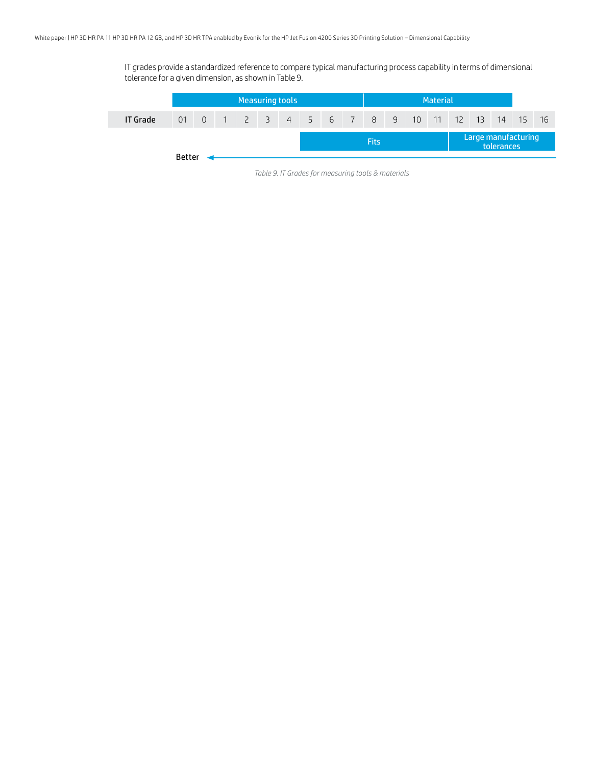IT grades provide a standardized reference to compare typical manufacturing process capability in terms of dimensional tolerance for a given dimension, as shown in Table 9.

| | Measuring tools | | | | | | | | | Material | | | | | | | |
|---|---|---|---|---|---|---|---|---|---|---|---|---|---|---|---|---|---|
| **IT Grade** | 01 | 0 | 1 | 2 | 3 | 4 | 5 | 6 | 7 | 8 | 9 | 10 | 11 | 12 | 13 | 14 | 15 | 16 |
| | | | | | | | Fits | | | | | | | Large manufacturing tolerances | | | | |
| Better ← | | | | | | | | | | | | | | | | | | |

*Table 9. IT Grades for measuring tools & materials*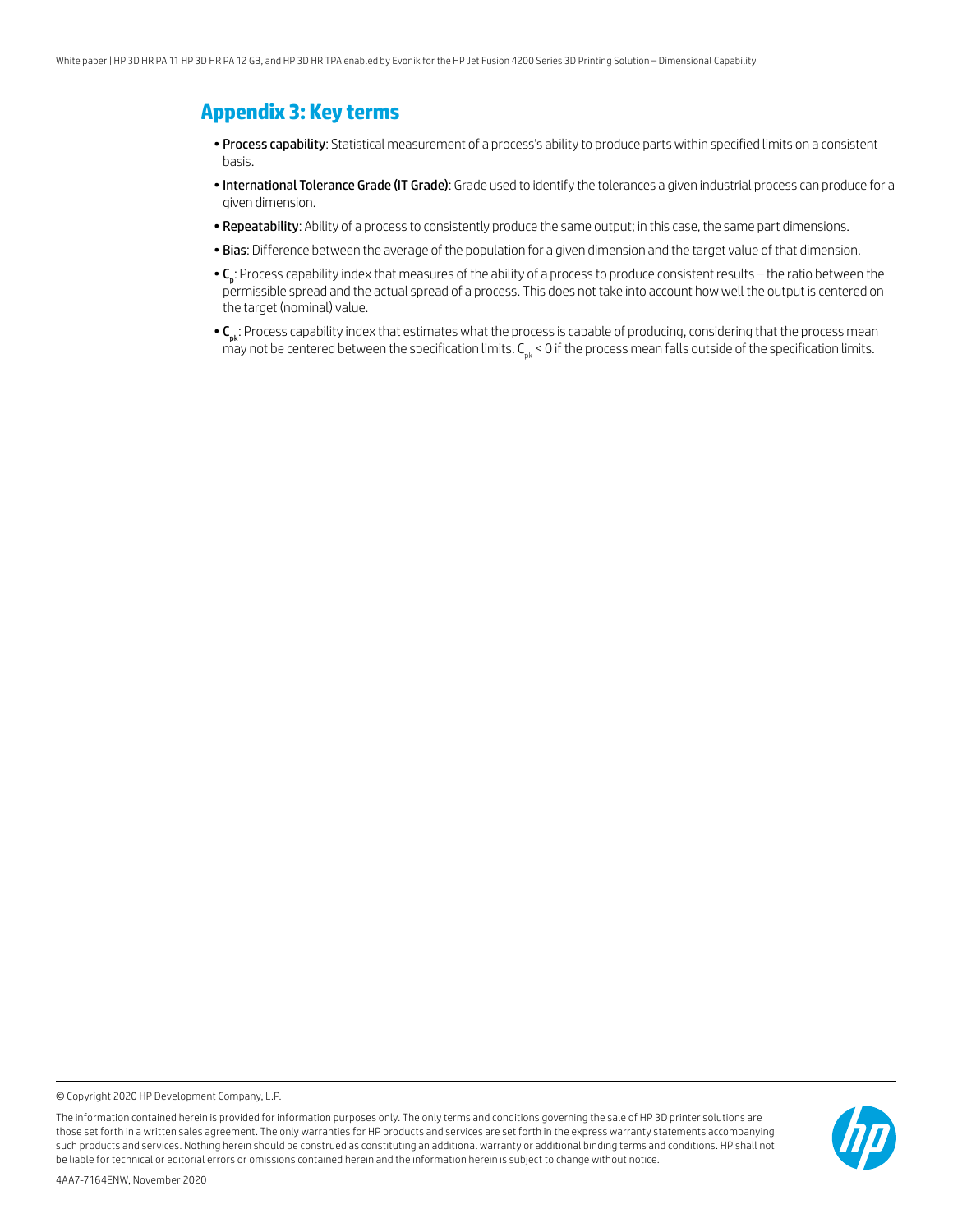## Appendix 3: Key terms

- **Process capability**: Statistical measurement of a process's ability to produce parts within specified limits on a consistent basis.
- **International Tolerance Grade (IT Grade)**: Grade used to identify the tolerances a given industrial process can produce for a given dimension.
- **Repeatability**: Ability of a process to consistently produce the same output; in this case, the same part dimensions.
- **Bias**: Difference between the average of the population for a given dimension and the target value of that dimension.
- **$C_p$**: Process capability index that measures of the ability of a process to produce consistent results – the ratio between the permissible spread and the actual spread of a process. This does not take into account how well the output is centered on the target (nominal) value.
- **$C_{pk}$**: Process capability index that estimates what the process is capable of producing, considering that the process mean may not be centered between the specification limits. $C_{pk} < 0$ if the process mean falls outside of the specification limits.

© Copyright 2020 HP Development Company, L.P.

The information contained herein is provided for information purposes only. The only terms and conditions governing the sale of HP 3D printer solutions are those set forth in a written sales agreement. The only warranties for HP products and services are set forth in the express warranty statements accompanying such products and services. Nothing herein should be construed as constituting an additional warranty or additional binding terms and conditions. HP shall not be liable for technical or editorial errors or omissions contained herein and the information herein is subject to change without notice.

4AA7-7164ENW, November 2020